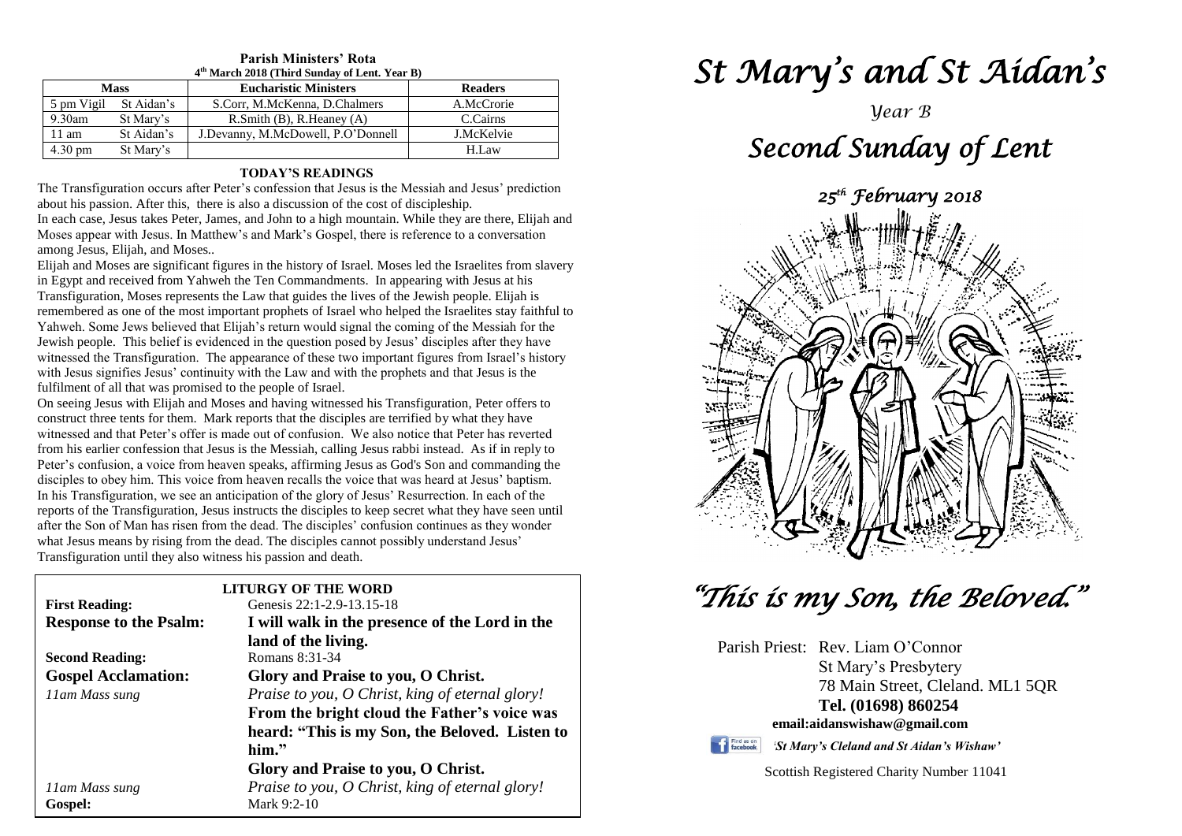**Parish Ministers' Rota**
**4th March 2018 (Third Sunday of Lent. Year B)**

| Mass | | Eucharistic Ministers | Readers |
|---|---|---|---|
| 5 pm Vigil | St Aidan's | S.Corr, M.McKenna, D.Chalmers | A.McCrorie |
| 9.30am | St Mary's | R.Smith (B), R.Heaney (A) | C.Cairns |
| 11 am | St Aidan's | J.Devanny, M.McDowell, P.O'Donnell | J.McKelvie |
| 4.30 pm | St Mary's | | H.Law |

**TODAY'S READINGS**

The Transfiguration occurs after Peter's confession that Jesus is the Messiah and Jesus' prediction about his passion. After this, there is also a discussion of the cost of discipleship.

In each case, Jesus takes Peter, James, and John to a high mountain. While they are there, Elijah and Moses appear with Jesus. In Matthew's and Mark's Gospel, there is reference to a conversation among Jesus, Elijah, and Moses..

Elijah and Moses are significant figures in the history of Israel. Moses led the Israelites from slavery in Egypt and received from Yahweh the Ten Commandments. In appearing with Jesus at his Transfiguration, Moses represents the Law that guides the lives of the Jewish people. Elijah is remembered as one of the most important prophets of Israel who helped the Israelites stay faithful to Yahweh. Some Jews believed that Elijah's return would signal the coming of the Messiah for the Jewish people. This belief is evidenced in the question posed by Jesus' disciples after they have witnessed the Transfiguration. The appearance of these two important figures from Israel's history with Jesus signifies Jesus' continuity with the Law and with the prophets and that Jesus is the fulfilment of all that was promised to the people of Israel.

On seeing Jesus with Elijah and Moses and having witnessed his Transfiguration, Peter offers to construct three tents for them. Mark reports that the disciples are terrified by what they have witnessed and that Peter's offer is made out of confusion. We also notice that Peter has reverted from his earlier confession that Jesus is the Messiah, calling Jesus rabbi instead. As if in reply to Peter's confusion, a voice from heaven speaks, affirming Jesus as God's Son and commanding the disciples to obey him. This voice from heaven recalls the voice that was heard at Jesus' baptism. In his Transfiguration, we see an anticipation of the glory of Jesus' Resurrection. In each of the reports of the Transfiguration, Jesus instructs the disciples to keep secret what they have seen until after the Son of Man has risen from the dead. The disciples' confusion continues as they wonder what Jesus means by rising from the dead. The disciples cannot possibly understand Jesus' Transfiguration until they also witness his passion and death.

**LITURGY OF THE WORD**

| | |
|---|---|
| **First Reading:** | Genesis 22:1-2.9-13.15-18 |
| **Response to the Psalm:** | **I will walk in the presence of the Lord in the land of the living.** |
| **Second Reading:** | Romans 8:31-34 |
| **Gospel Acclamation:** | **Glory and Praise to you, O Christ.** |
| *11am Mass sung* | *Praise to you, O Christ, king of eternal glory!* |
| | **From the bright cloud the Father's voice was heard: "This is my Son, the Beloved. Listen to him."** |
| | **Glory and Praise to you, O Christ.** |
| *11am Mass sung* | *Praise to you, O Christ, king of eternal glory!* |
| **Gospel:** | Mark 9:2-10 |

# *St Mary's and St Aidan's*

*Year B*

# *Second Sunday of Lent*

*25th February 2018*

## *"This is my Son, the Beloved."*

Parish Priest: Rev. Liam O'Connor
St Mary's Presbytery
78 Main Street, Cleland. ML1 5QR
**Tel. (01698) 860254**
**email:aidanswishaw@gmail.com**

Find us on facebook *'St Mary's Cleland and St Aidan's Wishaw'*

Scottish Registered Charity Number 11041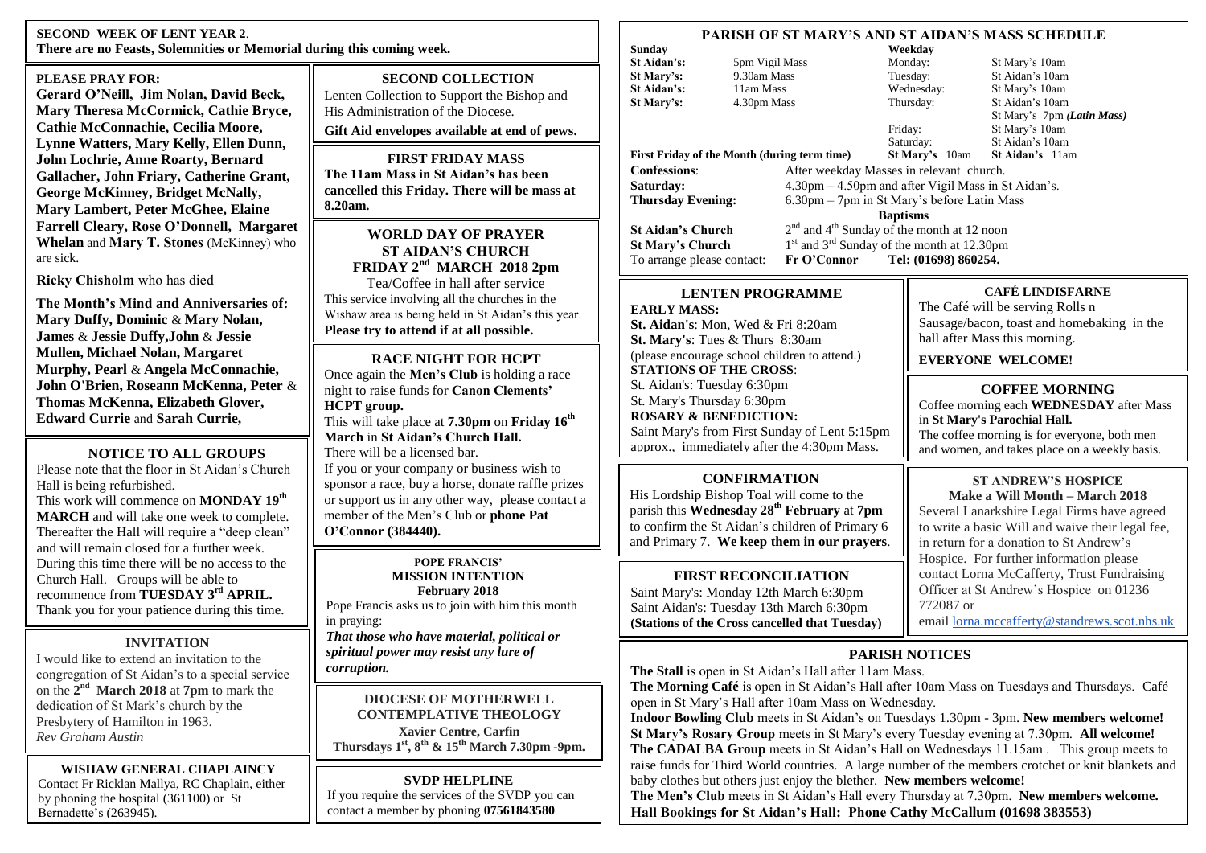**SECOND WEEK OF LENT YEAR 2.**
**There are no Feasts, Solemnities or Memorial during this coming week.**

**PLEASE PRAY FOR:**

**Gerard O'Neill, Jim Nolan, David Beck, Mary Theresa McCormick, Cathie Bryce, Cathie McConnachie, Cecilia Moore, Lynne Watters, Mary Kelly, Ellen Dunn, John Lochrie, Anne Roarty, Bernard Gallacher, John Friary, Catherine Grant, George McKinney, Bridget McNally, Mary Lambert, Peter McGhee, Elaine Farrell Cleary, Rose O'Donnell, Margaret Whelan** and **Mary T. Stones** (McKinney) who are sick.

**Ricky Chisholm** who has died

**The Month's Mind and Anniversaries of: Mary Duffy, Dominic & Mary Nolan, James & Jessie Duffy, John & Jessie Mullen, Michael Nolan, Margaret Murphy, Pearl & Angela McConnachie, John O'Brien, Roseann McKenna, Peter & Thomas McKenna, Elizabeth Glover, Edward Currie** and **Sarah Currie,**

## NOTICE TO ALL GROUPS

Please note that the floor in St Aidan's Church Hall is being refurbished.

This work will commence on **MONDAY 19th MARCH** and will take one week to complete. Thereafter the Hall will require a "deep clean" and will remain closed for a further week.

During this time there will be no access to the Church Hall. Groups will be able to recommence from **TUESDAY 3rd APRIL.**

Thank you for your patience during this time.

## INVITATION

I would like to extend an invitation to the congregation of St Aidan's to a special service on the **2nd March 2018** at **7pm** to mark the dedication of St Mark's church by the Presbytery of Hamilton in 1963.

*Rev Graham Austin*

## WISHAW GENERAL CHAPLAINCY

Contact Fr Ricklan Mallya, RC Chaplain, either by phoning the hospital (361100) or St Bernadette's (263945).

## SECOND COLLECTION

Lenten Collection to Support the Bishop and His Administration of the Diocese.

**Gift Aid envelopes available at end of pews.**

## FIRST FRIDAY MASS

**The 11am Mass in St Aidan's has been cancelled this Friday. There will be mass at 8.20am.**

## WORLD DAY OF PRAYER
## ST AIDAN'S CHURCH
## FRIDAY 2nd MARCH 2018 2pm

Tea/Coffee in hall after service

This service involving all the churches in the Wishaw area is being held in St Aidan's this year. **Please try to attend if at all possible.**

## RACE NIGHT FOR HCPT

Once again the **Men's Club** is holding a race night to raise funds for **Canon Clements' HCPT group.**

This will take place at **7.30pm** on **Friday 16th March** in **St Aidan's Church Hall.**

There will be a licensed bar.

If you or your company or business wish to sponsor a race, buy a horse, donate raffle prizes or support us in any other way, please contact a member of the Men's Club or **phone Pat O'Connor (384440).**

## POPE FRANCIS' MISSION INTENTION
**February 2018**

Pope Francis asks us to join with him this month in praying:

***That those who have material, political or spiritual power may resist any lure of corruption.***

## DIOCESE OF MOTHERWELL CONTEMPLATIVE THEOLOGY

**Xavier Centre, Carfin**

**Thursdays 1st, 8th & 15th March 7.30pm -9pm.**

## SVDP HELPLINE

If you require the services of the SVDP you can contact a member by phoning **07561843580**

## PARISH OF ST MARY'S AND ST AIDAN'S MASS SCHEDULE

| **Sunday** | | **Weekday** | |
|---|---|---|---|
| **St Aidan's:** | 5pm Vigil Mass | Monday: | St Mary's 10am |
| **St Mary's:** | 9.30am Mass | Tuesday: | St Aidan's 10am |
| **St Aidan's:** | 11am Mass | Wednesday: | St Mary's 10am |
| **St Mary's:** | 4.30pm Mass | Thursday: | St Aidan's 10am |
| | | | St Mary's 7pm *(Latin Mass)* |
| | | Friday: | St Mary's 10am |
| | | Saturday: | St Aidan's 10am |
| **First Friday of the Month (during term time)** | | **St Mary's** 10am | **St Aidan's** 11am |

**Confessions**: After weekday Masses in relevant church.
**Saturday:** 4.30pm – 4.50pm and after Vigil Mass in St Aidan's.
**Thursday Evening:** 6.30pm – 7pm in St Mary's before Latin Mass

**Baptisms**

**St Aidan's Church** 2nd and 4th Sunday of the month at 12 noon
**St Mary's Church** 1st and 3rd Sunday of the month at 12.30pm
To arrange please contact: **Fr O'Connor Tel: (01698) 860254.**

## LENTEN PROGRAMME

**EARLY MASS:**
**St. Aidan's**: Mon, Wed & Fri 8:20am
**St. Mary's**: Tues & Thurs 8:30am
(please encourage school children to attend.)
**STATIONS OF THE CROSS**:
St. Aidan's: Tuesday 6:30pm
St. Mary's Thursday 6:30pm
**ROSARY & BENEDICTION:**
Saint Mary's from First Sunday of Lent 5:15pm approx., immediately after the 4:30pm Mass.

## CAFÉ LINDISFARNE

The Café will be serving Rolls n Sausage/bacon, toast and homebaking in the hall after Mass this morning.

**EVERYONE WELCOME!**

## COFFEE MORNING

Coffee morning each **WEDNESDAY** after Mass in **St Mary's Parochial Hall.**

The coffee morning is for everyone, both men and women, and takes place on a weekly basis.

## CONFIRMATION

His Lordship Bishop Toal will come to the parish this **Wednesday 28th February** at **7pm** to confirm the St Aidan's children of Primary 6 and Primary 7. **We keep them in our prayers**.

## FIRST RECONCILIATION

Saint Mary's: Monday 12th March 6:30pm
Saint Aidan's: Tuesday 13th March 6:30pm
**(Stations of the Cross cancelled that Tuesday)**

## ST ANDREW'S HOSPICE
**Make a Will Month – March 2018**

Several Lanarkshire Legal Firms have agreed to write a basic Will and waive their legal fee, in return for a donation to St Andrew's Hospice. For further information please contact Lorna McCafferty, Trust Fundraising Officer at St Andrew's Hospice on 01236 772087 or email lorna.mccafferty@standrews.scot.nhs.uk

## PARISH NOTICES

**The Stall** is open in St Aidan's Hall after 11am Mass.

**The Morning Café** is open in St Aidan's Hall after 10am Mass on Tuesdays and Thursdays. Café open in St Mary's Hall after 10am Mass on Wednesday.

**Indoor Bowling Club** meets in St Aidan's on Tuesdays 1.30pm - 3pm. **New members welcome!**

**St Mary's Rosary Group** meets in St Mary's every Tuesday evening at 7.30pm. **All welcome!**

**The CADALBA Group** meets in St Aidan's Hall on Wednesdays 11.15am . This group meets to raise funds for Third World countries. A large number of the members crotchet or knit blankets and baby clothes but others just enjoy the blether. **New members welcome!**

**The Men's Club** meets in St Aidan's Hall every Thursday at 7.30pm. **New members welcome.**

**Hall Bookings for St Aidan's Hall: Phone Cathy McCallum (01698 383553)**